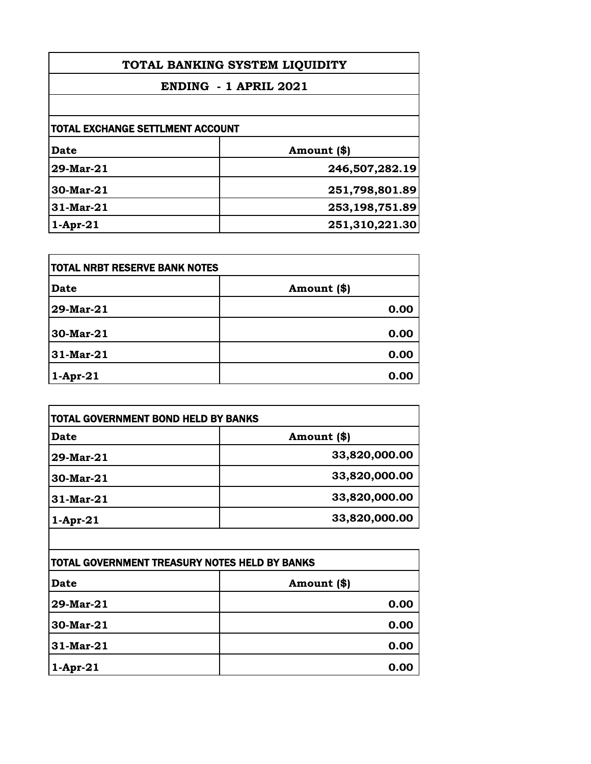# TOTAL BANKING SYSTEM LIQUIDITY

## ENDING - 1 APRIL 2021

### TOTAL EXCHANGE SETTLMENT ACCOUNT

| Date | Amount ($) |
|---|---|
| 29-Mar-21 | 246,507,282.19 |
| 30-Mar-21 | 251,798,801.89 |
| 31-Mar-21 | 253,198,751.89 |
| 1-Apr-21 | 251,310,221.30 |

### TOTAL NRBT RESERVE BANK NOTES

| Date | Amount ($) |
|---|---|
| 29-Mar-21 | 0.00 |
| 30-Mar-21 | 0.00 |
| 31-Mar-21 | 0.00 |
| 1-Apr-21 | 0.00 |

### TOTAL GOVERNMENT BOND HELD BY BANKS

| Date | Amount ($) |
|---|---|
| 29-Mar-21 | 33,820,000.00 |
| 30-Mar-21 | 33,820,000.00 |
| 31-Mar-21 | 33,820,000.00 |
| 1-Apr-21 | 33,820,000.00 |

### TOTAL GOVERNMENT TREASURY NOTES HELD BY BANKS

| Date | Amount ($) |
|---|---|
| 29-Mar-21 | 0.00 |
| 30-Mar-21 | 0.00 |
| 31-Mar-21 | 0.00 |
| 1-Apr-21 | 0.00 |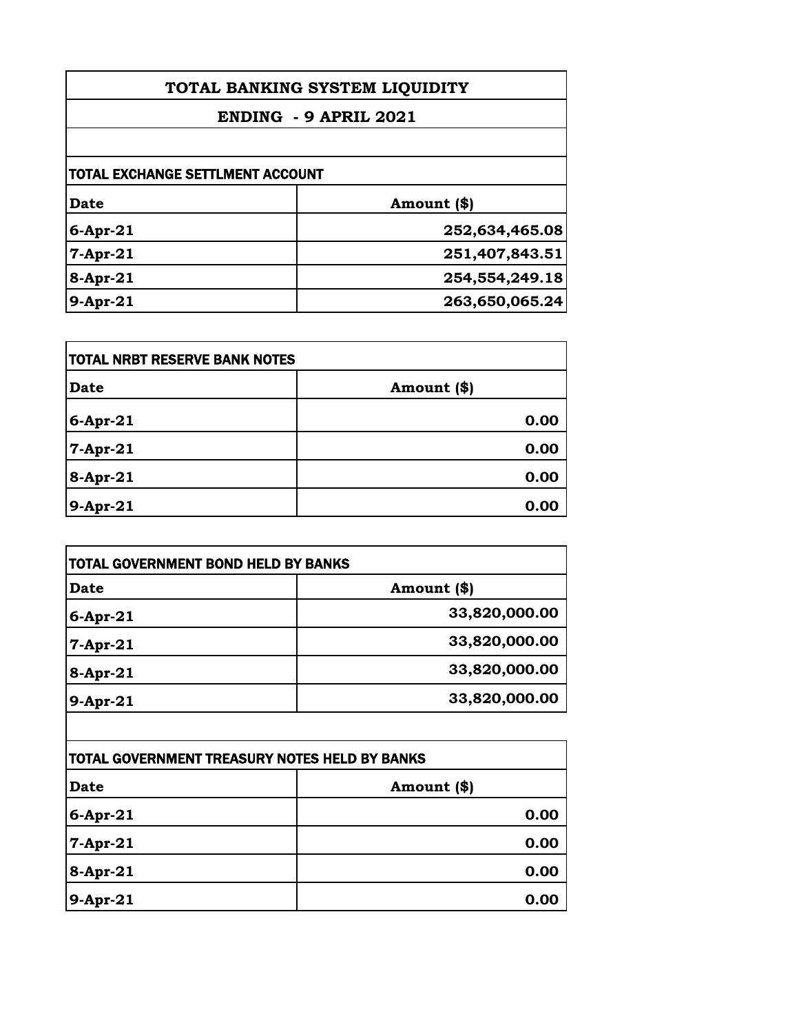# TOTAL BANKING SYSTEM LIQUIDITY

## ENDING - 9 APRIL 2021

### TOTAL EXCHANGE SETTLMENT ACCOUNT

| Date | Amount ($) |
|---|---|
| 6-Apr-21 | 252,634,465.08 |
| 7-Apr-21 | 251,407,843.51 |
| 8-Apr-21 | 254,554,249.18 |
| 9-Apr-21 | 263,650,065.24 |

### TOTAL NRBT RESERVE BANK NOTES

| Date | Amount ($) |
|---|---|
| 6-Apr-21 | 0.00 |
| 7-Apr-21 | 0.00 |
| 8-Apr-21 | 0.00 |
| 9-Apr-21 | 0.00 |

### TOTAL GOVERNMENT BOND HELD BY BANKS

| Date | Amount ($) |
|---|---|
| 6-Apr-21 | 33,820,000.00 |
| 7-Apr-21 | 33,820,000.00 |
| 8-Apr-21 | 33,820,000.00 |
| 9-Apr-21 | 33,820,000.00 |

### TOTAL GOVERNMENT TREASURY NOTES HELD BY BANKS

| Date | Amount ($) |
|---|---|
| 6-Apr-21 | 0.00 |
| 7-Apr-21 | 0.00 |
| 8-Apr-21 | 0.00 |
| 9-Apr-21 | 0.00 |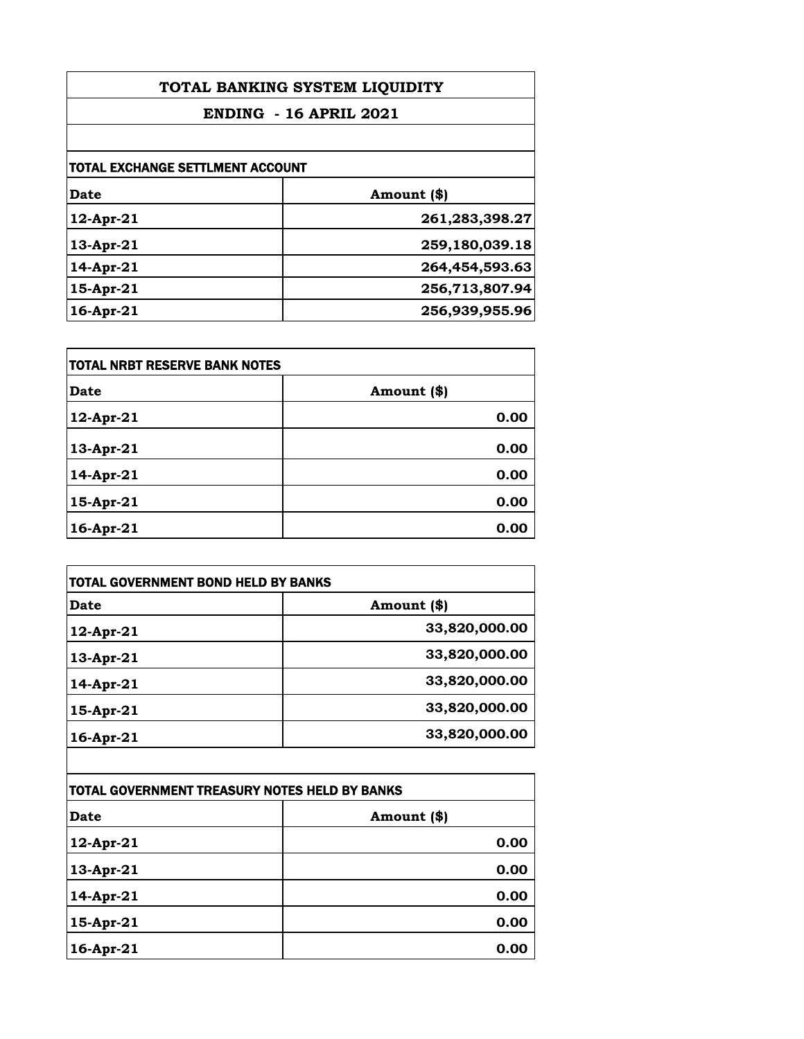# TOTAL BANKING SYSTEM LIQUIDITY

## ENDING - 16 APRIL 2021

### TOTAL EXCHANGE SETTLMENT ACCOUNT

| Date | Amount ($) |
|---|---|
| 12-Apr-21 | 261,283,398.27 |
| 13-Apr-21 | 259,180,039.18 |
| 14-Apr-21 | 264,454,593.63 |
| 15-Apr-21 | 256,713,807.94 |
| 16-Apr-21 | 256,939,955.96 |

### TOTAL NRBT RESERVE BANK NOTES

| Date | Amount ($) |
|---|---|
| 12-Apr-21 | 0.00 |
| 13-Apr-21 | 0.00 |
| 14-Apr-21 | 0.00 |
| 15-Apr-21 | 0.00 |
| 16-Apr-21 | 0.00 |

### TOTAL GOVERNMENT BOND HELD BY BANKS

| Date | Amount ($) |
|---|---|
| 12-Apr-21 | 33,820,000.00 |
| 13-Apr-21 | 33,820,000.00 |
| 14-Apr-21 | 33,820,000.00 |
| 15-Apr-21 | 33,820,000.00 |
| 16-Apr-21 | 33,820,000.00 |

### TOTAL GOVERNMENT TREASURY NOTES HELD BY BANKS

| Date | Amount ($) |
|---|---|
| 12-Apr-21 | 0.00 |
| 13-Apr-21 | 0.00 |
| 14-Apr-21 | 0.00 |
| 15-Apr-21 | 0.00 |
| 16-Apr-21 | 0.00 |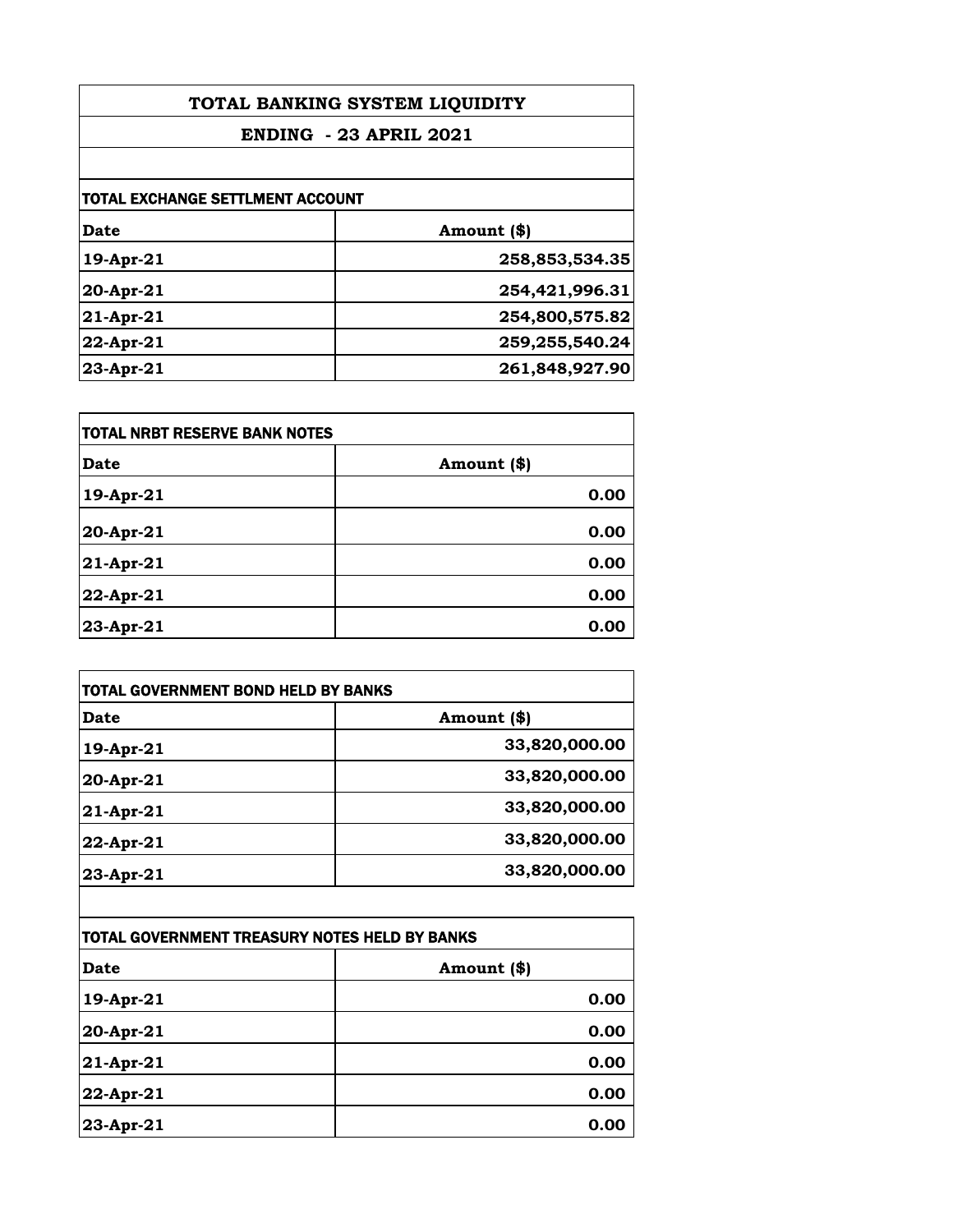# TOTAL BANKING SYSTEM LIQUIDITY

## ENDING - 23 APRIL 2021

### TOTAL EXCHANGE SETTLMENT ACCOUNT

| Date | Amount ($) |
|---|---|
| 19-Apr-21 | 258,853,534.35 |
| 20-Apr-21 | 254,421,996.31 |
| 21-Apr-21 | 254,800,575.82 |
| 22-Apr-21 | 259,255,540.24 |
| 23-Apr-21 | 261,848,927.90 |

### TOTAL NRBT RESERVE BANK NOTES

| Date | Amount ($) |
|---|---|
| 19-Apr-21 | 0.00 |
| 20-Apr-21 | 0.00 |
| 21-Apr-21 | 0.00 |
| 22-Apr-21 | 0.00 |
| 23-Apr-21 | 0.00 |

### TOTAL GOVERNMENT BOND HELD BY BANKS

| Date | Amount ($) |
|---|---|
| 19-Apr-21 | 33,820,000.00 |
| 20-Apr-21 | 33,820,000.00 |
| 21-Apr-21 | 33,820,000.00 |
| 22-Apr-21 | 33,820,000.00 |
| 23-Apr-21 | 33,820,000.00 |

### TOTAL GOVERNMENT TREASURY NOTES HELD BY BANKS

| Date | Amount ($) |
|---|---|
| 19-Apr-21 | 0.00 |
| 20-Apr-21 | 0.00 |
| 21-Apr-21 | 0.00 |
| 22-Apr-21 | 0.00 |
| 23-Apr-21 | 0.00 |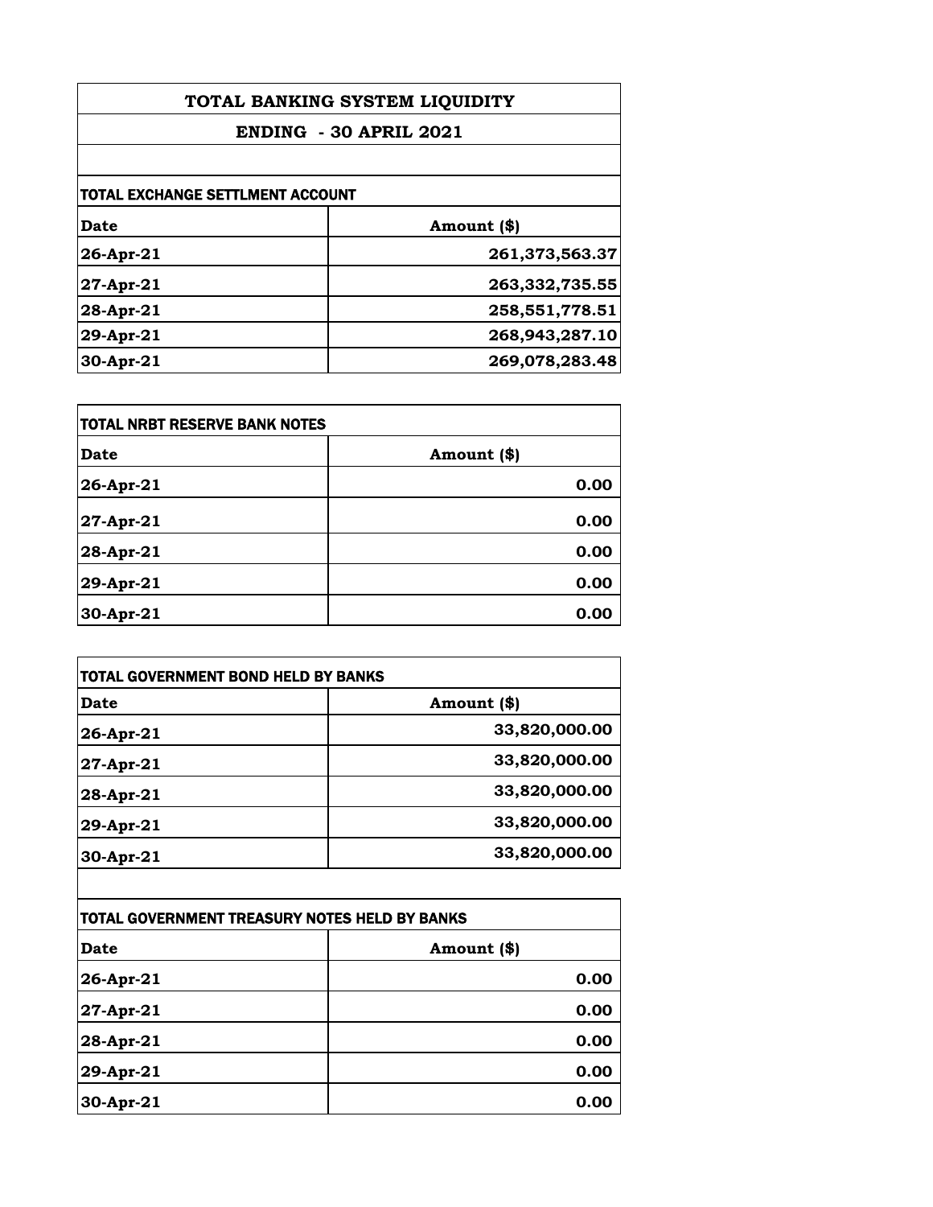# TOTAL BANKING SYSTEM LIQUIDITY

## ENDING - 30 APRIL 2021

| TOTAL EXCHANGE SETTLMENT ACCOUNT | |
|---|---|
| **Date** | **Amount ($)** |
| **26-Apr-21** | **261,373,563.37** |
| **27-Apr-21** | **263,332,735.55** |
| **28-Apr-21** | **258,551,778.51** |
| **29-Apr-21** | **268,943,287.10** |
| **30-Apr-21** | **269,078,283.48** |

| TOTAL NRBT RESERVE BANK NOTES | |
|---|---|
| **Date** | **Amount ($)** |
| **26-Apr-21** | **0.00** |
| **27-Apr-21** | **0.00** |
| **28-Apr-21** | **0.00** |
| **29-Apr-21** | **0.00** |
| **30-Apr-21** | **0.00** |

| TOTAL GOVERNMENT BOND HELD BY BANKS | |
|---|---|
| **Date** | **Amount ($)** |
| **26-Apr-21** | **33,820,000.00** |
| **27-Apr-21** | **33,820,000.00** |
| **28-Apr-21** | **33,820,000.00** |
| **29-Apr-21** | **33,820,000.00** |
| **30-Apr-21** | **33,820,000.00** |

| TOTAL GOVERNMENT TREASURY NOTES HELD BY BANKS | |
|---|---|
| **Date** | **Amount ($)** |
| **26-Apr-21** | **0.00** |
| **27-Apr-21** | **0.00** |
| **28-Apr-21** | **0.00** |
| **29-Apr-21** | **0.00** |
| **30-Apr-21** | **0.00** |